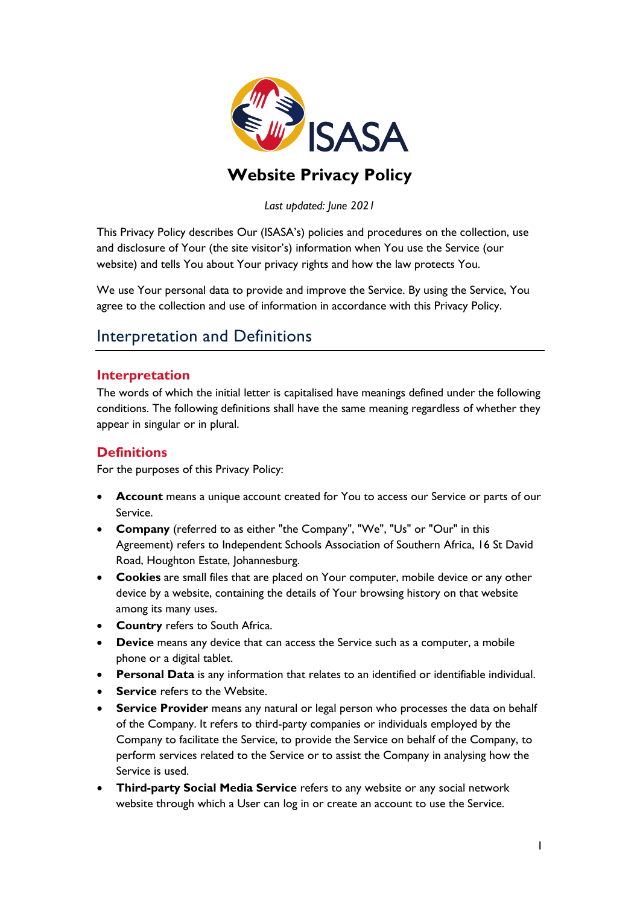# Website Privacy Policy

*Last updated: June 2021*

This Privacy Policy describes Our (ISASA's) policies and procedures on the collection, use and disclosure of Your (the site visitor's) information when You use the Service (our website) and tells You about Your privacy rights and how the law protects You.

We use Your personal data to provide and improve the Service. By using the Service, You agree to the collection and use of information in accordance with this Privacy Policy.

## Interpretation and Definitions

### Interpretation

The words of which the initial letter is capitalised have meanings defined under the following conditions. The following definitions shall have the same meaning regardless of whether they appear in singular or in plural.

### Definitions

For the purposes of this Privacy Policy:

- **Account** means a unique account created for You to access our Service or parts of our Service.
- **Company** (referred to as either "the Company", "We", "Us" or "Our" in this Agreement) refers to Independent Schools Association of Southern Africa, 16 St David Road, Houghton Estate, Johannesburg.
- **Cookies** are small files that are placed on Your computer, mobile device or any other device by a website, containing the details of Your browsing history on that website among its many uses.
- **Country** refers to South Africa.
- **Device** means any device that can access the Service such as a computer, a mobile phone or a digital tablet.
- **Personal Data** is any information that relates to an identified or identifiable individual.
- **Service** refers to the Website.
- **Service Provider** means any natural or legal person who processes the data on behalf of the Company. It refers to third-party companies or individuals employed by the Company to facilitate the Service, to provide the Service on behalf of the Company, to perform services related to the Service or to assist the Company in analysing how the Service is used.
- **Third-party Social Media Service** refers to any website or any social network website through which a User can log in or create an account to use the Service.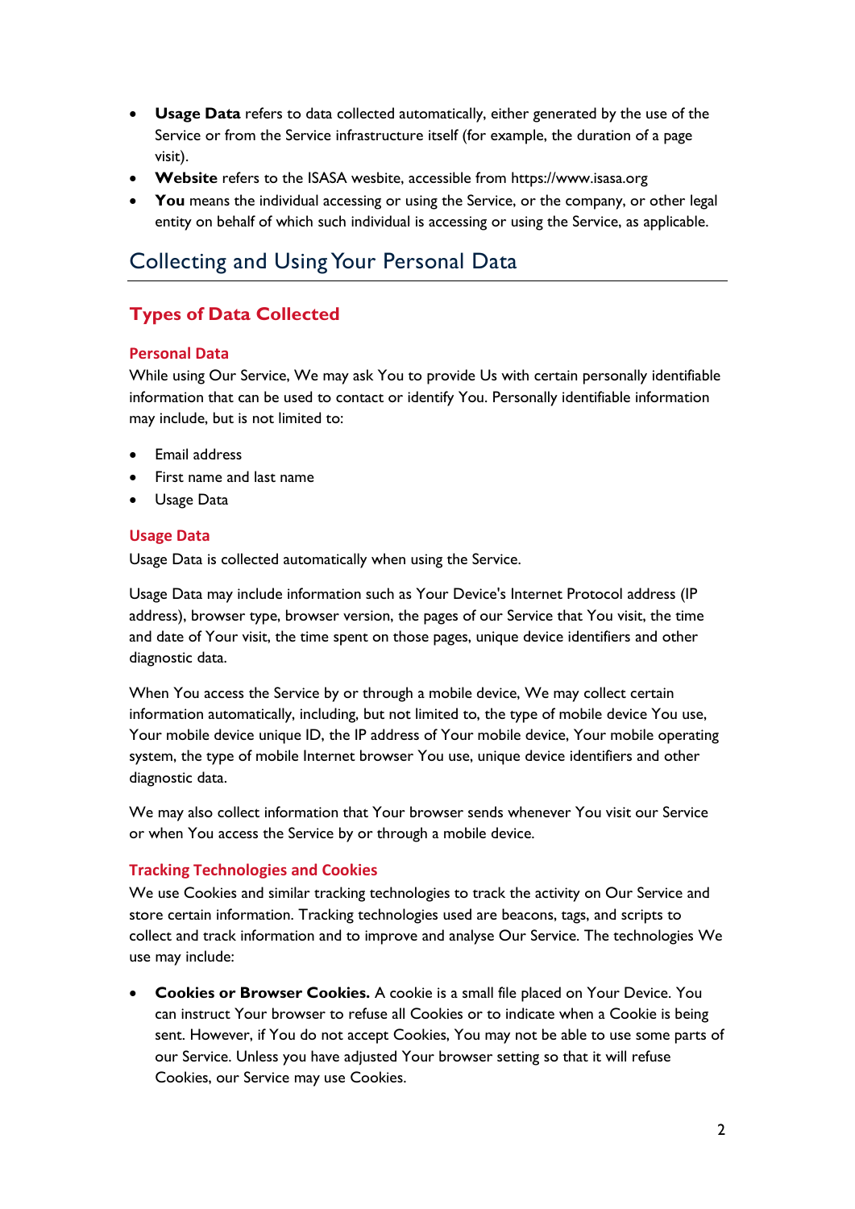- **Usage Data** refers to data collected automatically, either generated by the use of the Service or from the Service infrastructure itself (for example, the duration of a page visit).
- **Website** refers to the ISASA wesbite, accessible from https://www.isasa.org
- **You** means the individual accessing or using the Service, or the company, or other legal entity on behalf of which such individual is accessing or using the Service, as applicable.

# Collecting and Using Your Personal Data

## Types of Data Collected

### Personal Data

While using Our Service, We may ask You to provide Us with certain personally identifiable information that can be used to contact or identify You. Personally identifiable information may include, but is not limited to:

- Email address
- First name and last name
- Usage Data

### Usage Data

Usage Data is collected automatically when using the Service.

Usage Data may include information such as Your Device's Internet Protocol address (IP address), browser type, browser version, the pages of our Service that You visit, the time and date of Your visit, the time spent on those pages, unique device identifiers and other diagnostic data.

When You access the Service by or through a mobile device, We may collect certain information automatically, including, but not limited to, the type of mobile device You use, Your mobile device unique ID, the IP address of Your mobile device, Your mobile operating system, the type of mobile Internet browser You use, unique device identifiers and other diagnostic data.

We may also collect information that Your browser sends whenever You visit our Service or when You access the Service by or through a mobile device.

### Tracking Technologies and Cookies

We use Cookies and similar tracking technologies to track the activity on Our Service and store certain information. Tracking technologies used are beacons, tags, and scripts to collect and track information and to improve and analyse Our Service. The technologies We use may include:

- **Cookies or Browser Cookies.** A cookie is a small file placed on Your Device. You can instruct Your browser to refuse all Cookies or to indicate when a Cookie is being sent. However, if You do not accept Cookies, You may not be able to use some parts of our Service. Unless you have adjusted Your browser setting so that it will refuse Cookies, our Service may use Cookies.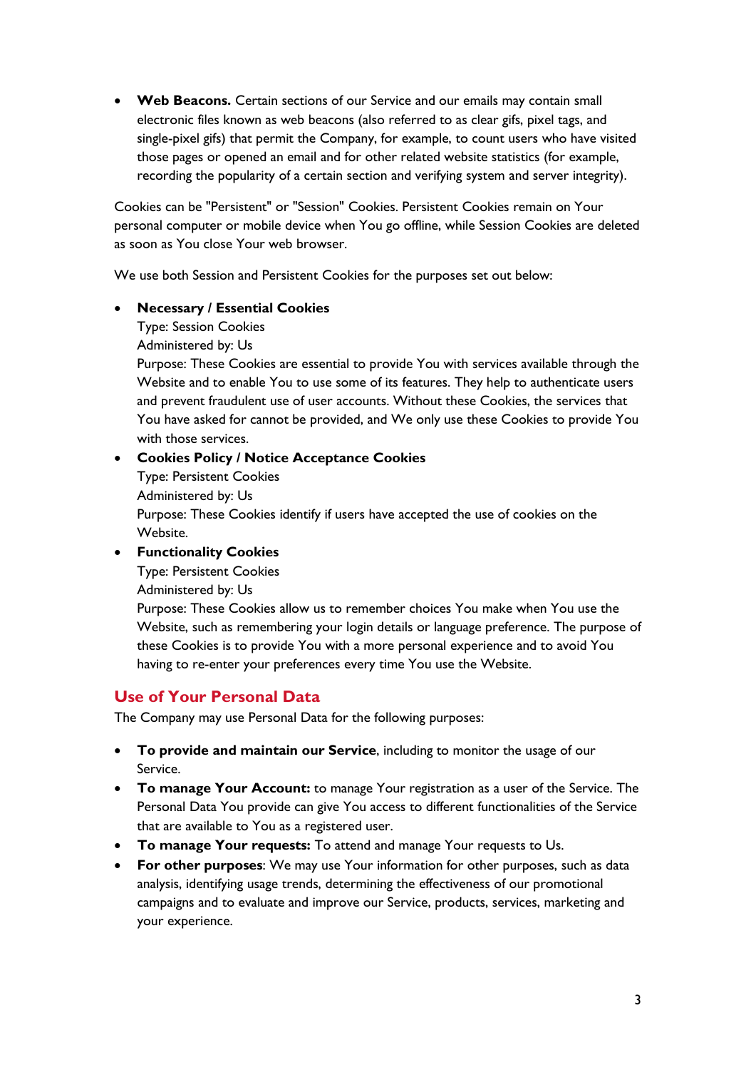- **Web Beacons.** Certain sections of our Service and our emails may contain small electronic files known as web beacons (also referred to as clear gifs, pixel tags, and single-pixel gifs) that permit the Company, for example, to count users who have visited those pages or opened an email and for other related website statistics (for example, recording the popularity of a certain section and verifying system and server integrity).

Cookies can be "Persistent" or "Session" Cookies. Persistent Cookies remain on Your personal computer or mobile device when You go offline, while Session Cookies are deleted as soon as You close Your web browser.

We use both Session and Persistent Cookies for the purposes set out below:

- **Necessary / Essential Cookies**
  Type: Session Cookies
  Administered by: Us
  Purpose: These Cookies are essential to provide You with services available through the Website and to enable You to use some of its features. They help to authenticate users and prevent fraudulent use of user accounts. Without these Cookies, the services that You have asked for cannot be provided, and We only use these Cookies to provide You with those services.
- **Cookies Policy / Notice Acceptance Cookies**
  Type: Persistent Cookies
  Administered by: Us
  Purpose: These Cookies identify if users have accepted the use of cookies on the Website.
- **Functionality Cookies**
  Type: Persistent Cookies
  Administered by: Us
  Purpose: These Cookies allow us to remember choices You make when You use the Website, such as remembering your login details or language preference. The purpose of these Cookies is to provide You with a more personal experience and to avoid You having to re-enter your preferences every time You use the Website.

## Use of Your Personal Data

The Company may use Personal Data for the following purposes:

- **To provide and maintain our Service**, including to monitor the usage of our Service.
- **To manage Your Account:** to manage Your registration as a user of the Service. The Personal Data You provide can give You access to different functionalities of the Service that are available to You as a registered user.
- **To manage Your requests:** To attend and manage Your requests to Us.
- **For other purposes**: We may use Your information for other purposes, such as data analysis, identifying usage trends, determining the effectiveness of our promotional campaigns and to evaluate and improve our Service, products, services, marketing and your experience.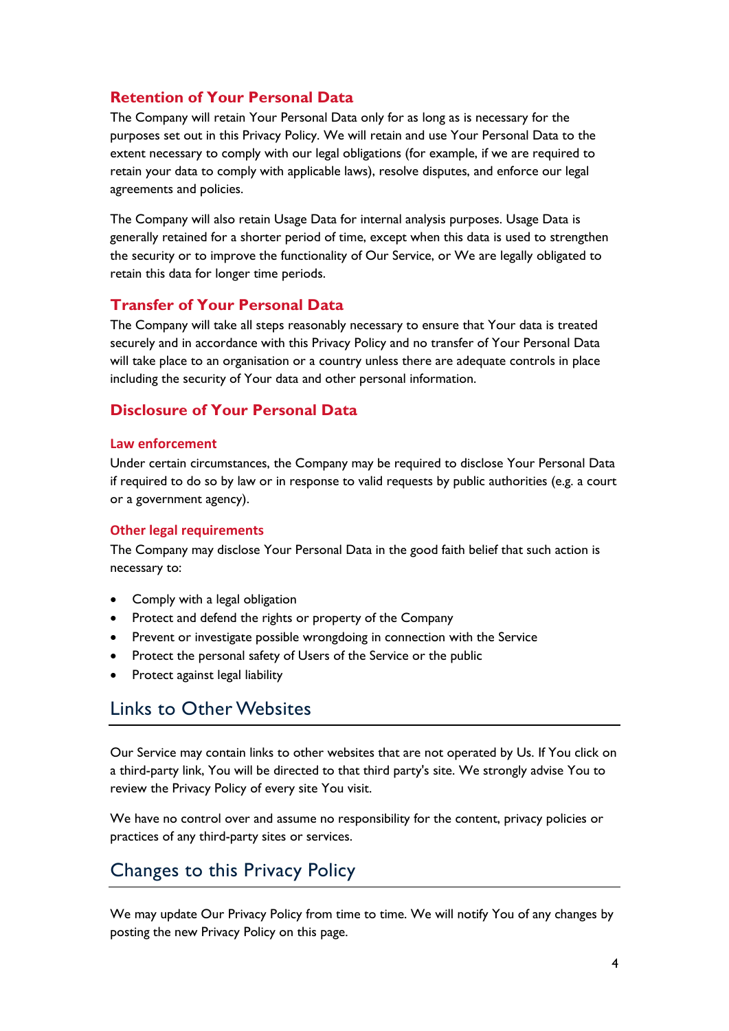### Retention of Your Personal Data

The Company will retain Your Personal Data only for as long as is necessary for the purposes set out in this Privacy Policy. We will retain and use Your Personal Data to the extent necessary to comply with our legal obligations (for example, if we are required to retain your data to comply with applicable laws), resolve disputes, and enforce our legal agreements and policies.

The Company will also retain Usage Data for internal analysis purposes. Usage Data is generally retained for a shorter period of time, except when this data is used to strengthen the security or to improve the functionality of Our Service, or We are legally obligated to retain this data for longer time periods.

### Transfer of Your Personal Data

The Company will take all steps reasonably necessary to ensure that Your data is treated securely and in accordance with this Privacy Policy and no transfer of Your Personal Data will take place to an organisation or a country unless there are adequate controls in place including the security of Your data and other personal information.

### Disclosure of Your Personal Data

#### Law enforcement

Under certain circumstances, the Company may be required to disclose Your Personal Data if required to do so by law or in response to valid requests by public authorities (e.g. a court or a government agency).

#### Other legal requirements

The Company may disclose Your Personal Data in the good faith belief that such action is necessary to:

- Comply with a legal obligation
- Protect and defend the rights or property of the Company
- Prevent or investigate possible wrongdoing in connection with the Service
- Protect the personal safety of Users of the Service or the public
- Protect against legal liability

## Links to Other Websites

Our Service may contain links to other websites that are not operated by Us. If You click on a third-party link, You will be directed to that third party's site. We strongly advise You to review the Privacy Policy of every site You visit.

We have no control over and assume no responsibility for the content, privacy policies or practices of any third-party sites or services.

## Changes to this Privacy Policy

We may update Our Privacy Policy from time to time. We will notify You of any changes by posting the new Privacy Policy on this page.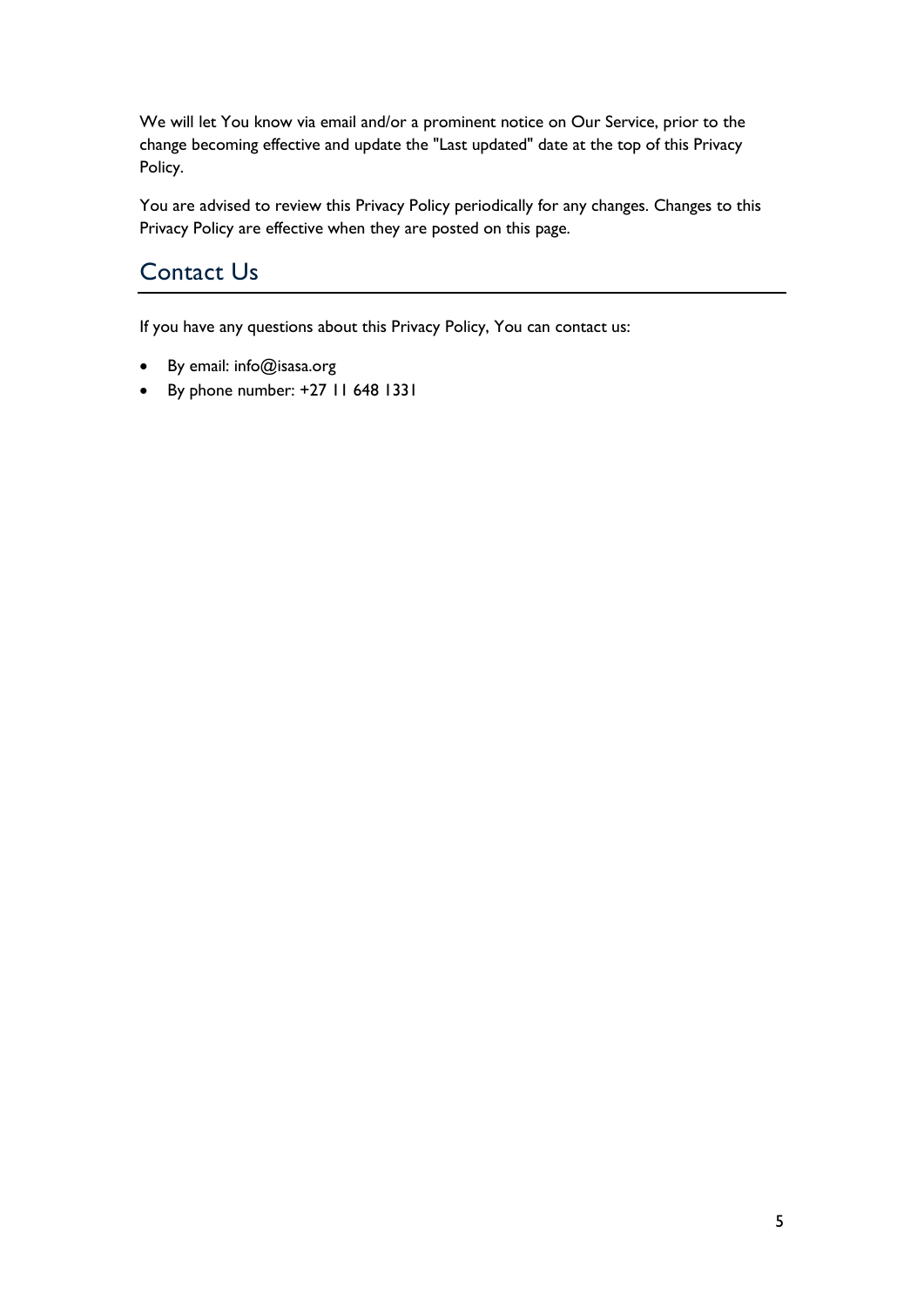We will let You know via email and/or a prominent notice on Our Service, prior to the change becoming effective and update the "Last updated" date at the top of this Privacy Policy.

You are advised to review this Privacy Policy periodically for any changes. Changes to this Privacy Policy are effective when they are posted on this page.

## Contact Us

If you have any questions about this Privacy Policy, You can contact us:

- By email: info@isasa.org
- By phone number: +27 11 648 1331